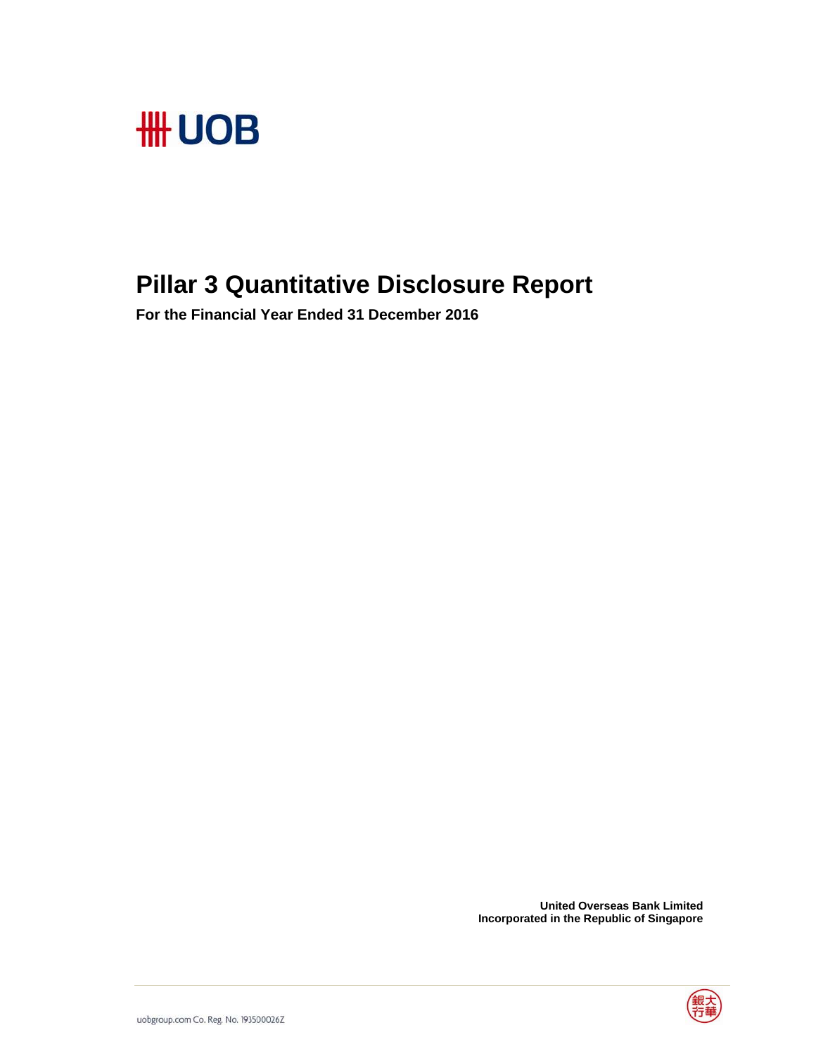UOB

# Pillar 3 Quantitative Disclosure Report

**For the Financial Year Ended 31 December 2016**

**United Overseas Bank Limited**
**Incorporated in the Republic of Singapore**

uobgroup.com Co. Reg. No. 193500026Z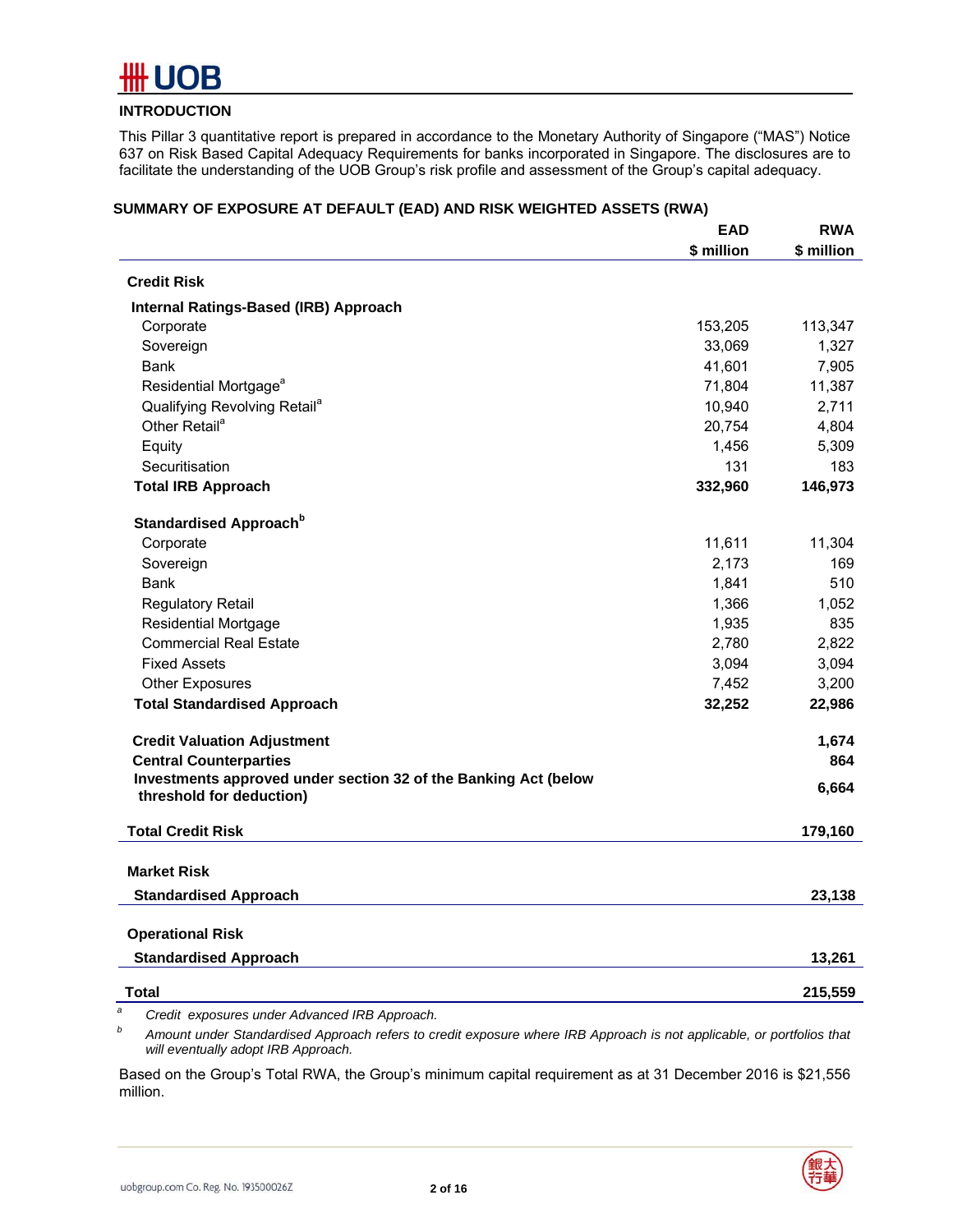## INTRODUCTION

This Pillar 3 quantitative report is prepared in accordance to the Monetary Authority of Singapore ("MAS") Notice 637 on Risk Based Capital Adequacy Requirements for banks incorporated in Singapore. The disclosures are to facilitate the understanding of the UOB Group's risk profile and assessment of the Group's capital adequacy.

### SUMMARY OF EXPOSURE AT DEFAULT (EAD) AND RISK WEIGHTED ASSETS (RWA)

| | EAD<br>$ million | RWA<br>$ million |
|---|---|---|
| **Credit Risk** | | |
| **Internal Ratings-Based (IRB) Approach** | | |
| Corporate | 153,205 | 113,347 |
| Sovereign | 33,069 | 1,327 |
| Bank | 41,601 | 7,905 |
| Residential Mortgage[a] | 71,804 | 11,387 |
| Qualifying Revolving Retail[a] | 10,940 | 2,711 |
| Other Retail[a] | 20,754 | 4,804 |
| Equity | 1,456 | 5,309 |
| Securitisation | 131 | 183 |
| **Total IRB Approach** | **332,960** | **146,973** |
| **Standardised Approach[b]** | | |
| Corporate | 11,611 | 11,304 |
| Sovereign | 2,173 | 169 |
| Bank | 1,841 | 510 |
| Regulatory Retail | 1,366 | 1,052 |
| Residential Mortgage | 1,935 | 835 |
| Commercial Real Estate | 2,780 | 2,822 |
| Fixed Assets | 3,094 | 3,094 |
| Other Exposures | 7,452 | 3,200 |
| **Total Standardised Approach** | **32,252** | **22,986** |
| **Credit Valuation Adjustment** | | **1,674** |
| **Central Counterparties** | | **864** |
| **Investments approved under section 32 of the Banking Act (below threshold for deduction)** | | **6,664** |
| **Total Credit Risk** | | **179,160** |
| **Market Risk** | | |
| **Standardised Approach** | | **23,138** |
| **Operational Risk** | | |
| **Standardised Approach** | | **13,261** |
| **Total** | | **215,559** |

[a] *Credit exposures under Advanced IRB Approach.*

[b] *Amount under Standardised Approach refers to credit exposure where IRB Approach is not applicable, or portfolios that will eventually adopt IRB Approach.*

Based on the Group's Total RWA, the Group's minimum capital requirement as at 31 December 2016 is $21,556 million.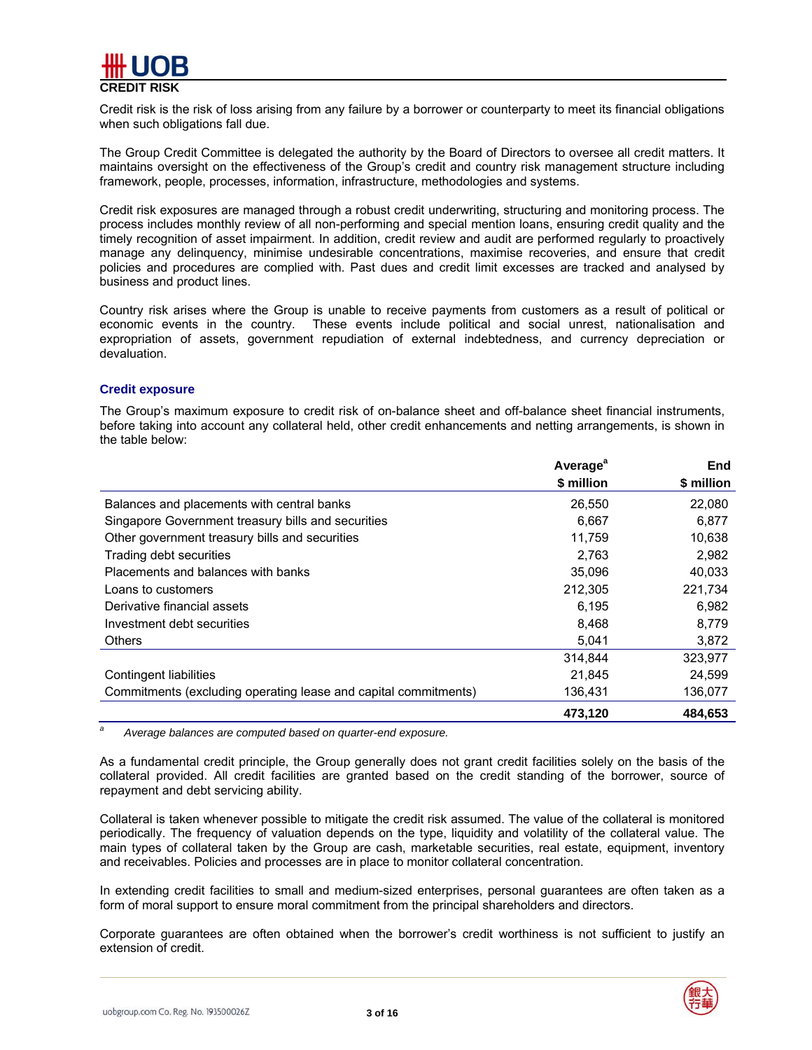## CREDIT RISK

Credit risk is the risk of loss arising from any failure by a borrower or counterparty to meet its financial obligations when such obligations fall due.

The Group Credit Committee is delegated the authority by the Board of Directors to oversee all credit matters. It maintains oversight on the effectiveness of the Group's credit and country risk management structure including framework, people, processes, information, infrastructure, methodologies and systems.

Credit risk exposures are managed through a robust credit underwriting, structuring and monitoring process. The process includes monthly review of all non-performing and special mention loans, ensuring credit quality and the timely recognition of asset impairment. In addition, credit review and audit are performed regularly to proactively manage any delinquency, minimise undesirable concentrations, maximise recoveries, and ensure that credit policies and procedures are complied with. Past dues and credit limit excesses are tracked and analysed by business and product lines.

Country risk arises where the Group is unable to receive payments from customers as a result of political or economic events in the country. These events include political and social unrest, nationalisation and expropriation of assets, government repudiation of external indebtedness, and currency depreciation or devaluation.

### Credit exposure

The Group's maximum exposure to credit risk of on-balance sheet and off-balance sheet financial instruments, before taking into account any collateral held, other credit enhancements and netting arrangements, is shown in the table below:

| | Average[a] $ million | End $ million |
|---|---|---|
| Balances and placements with central banks | 26,550 | 22,080 |
| Singapore Government treasury bills and securities | 6,667 | 6,877 |
| Other government treasury bills and securities | 11,759 | 10,638 |
| Trading debt securities | 2,763 | 2,982 |
| Placements and balances with banks | 35,096 | 40,033 |
| Loans to customers | 212,305 | 221,734 |
| Derivative financial assets | 6,195 | 6,982 |
| Investment debt securities | 8,468 | 8,779 |
| Others | 5,041 | 3,872 |
| | 314,844 | 323,977 |
| Contingent liabilities | 21,845 | 24,599 |
| Commitments (excluding operating lease and capital commitments) | 136,431 | 136,077 |
| | **473,120** | **484,653** |

[a] *Average balances are computed based on quarter-end exposure.*

As a fundamental credit principle, the Group generally does not grant credit facilities solely on the basis of the collateral provided. All credit facilities are granted based on the credit standing of the borrower, source of repayment and debt servicing ability.

Collateral is taken whenever possible to mitigate the credit risk assumed. The value of the collateral is monitored periodically. The frequency of valuation depends on the type, liquidity and volatility of the collateral value. The main types of collateral taken by the Group are cash, marketable securities, real estate, equipment, inventory and receivables. Policies and processes are in place to monitor collateral concentration.

In extending credit facilities to small and medium-sized enterprises, personal guarantees are often taken as a form of moral support to ensure moral commitment from the principal shareholders and directors.

Corporate guarantees are often obtained when the borrower's credit worthiness is not sufficient to justify an extension of credit.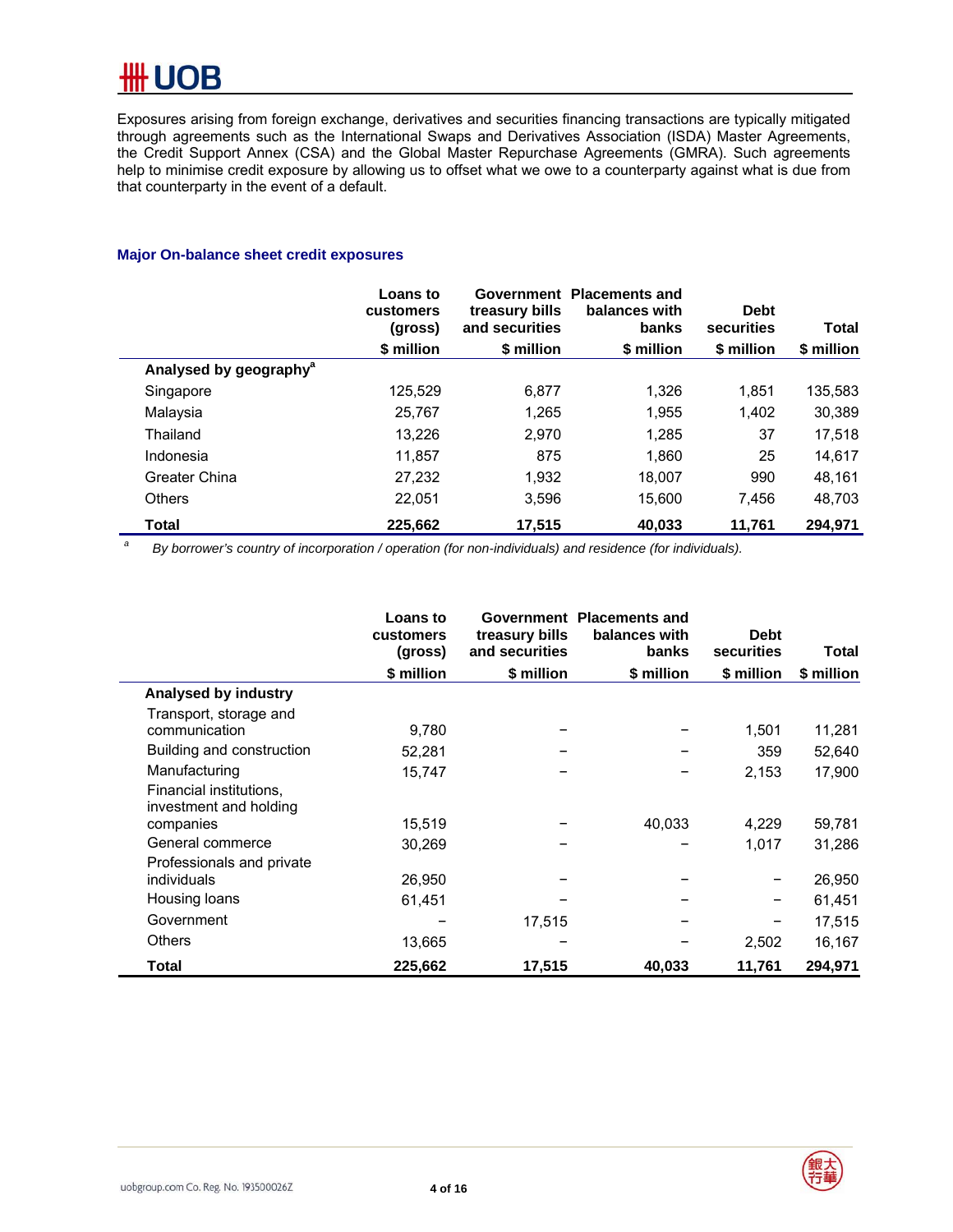Exposures arising from foreign exchange, derivatives and securities financing transactions are typically mitigated through agreements such as the International Swaps and Derivatives Association (ISDA) Master Agreements, the Credit Support Annex (CSA) and the Global Master Repurchase Agreements (GMRA). Such agreements help to minimise credit exposure by allowing us to offset what we owe to a counterparty against what is due from that counterparty in the event of a default.

### Major On-balance sheet credit exposures

| | Loans to customers (gross) | Government treasury bills and securities | Placements and balances with banks | Debt securities | Total |
|---|---|---|---|---|---|
| | $ million | $ million | $ million | $ million | $ million |
| **Analysed by geography**[a] | | | | | |
| Singapore | 125,529 | 6,877 | 1,326 | 1,851 | 135,583 |
| Malaysia | 25,767 | 1,265 | 1,955 | 1,402 | 30,389 |
| Thailand | 13,226 | 2,970 | 1,285 | 37 | 17,518 |
| Indonesia | 11,857 | 875 | 1,860 | 25 | 14,617 |
| Greater China | 27,232 | 1,932 | 18,007 | 990 | 48,161 |
| Others | 22,051 | 3,596 | 15,600 | 7,456 | 48,703 |
| **Total** | **225,662** | **17,515** | **40,033** | **11,761** | **294,971** |

[a] *By borrower's country of incorporation / operation (for non-individuals) and residence (for individuals).*

| | Loans to customers (gross) | Government treasury bills and securities | Placements and balances with banks | Debt securities | Total |
|---|---|---|---|---|---|
| | $ million | $ million | $ million | $ million | $ million |
| **Analysed by industry** | | | | | |
| Transport, storage and communication | 9,780 | – | – | 1,501 | 11,281 |
| Building and construction | 52,281 | – | – | 359 | 52,640 |
| Manufacturing | 15,747 | – | – | 2,153 | 17,900 |
| Financial institutions, investment and holding companies | 15,519 | – | 40,033 | 4,229 | 59,781 |
| General commerce | 30,269 | – | – | 1,017 | 31,286 |
| Professionals and private individuals | 26,950 | – | – | – | 26,950 |
| Housing loans | 61,451 | – | – | – | 61,451 |
| Government | – | 17,515 | – | – | 17,515 |
| Others | 13,665 | – | – | 2,502 | 16,167 |
| **Total** | **225,662** | **17,515** | **40,033** | **11,761** | **294,971** |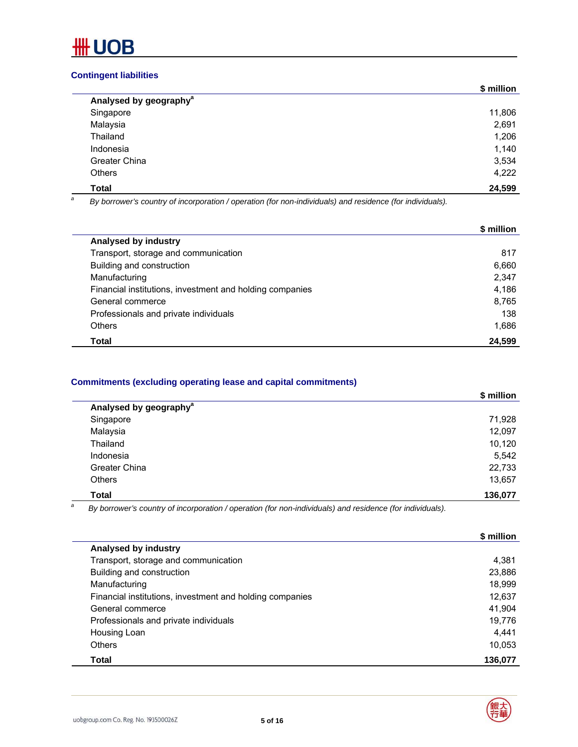## Contingent liabilities

| | $ million |
|---|---|
| **Analysed by geography[a]** | |
| Singapore | 11,806 |
| Malaysia | 2,691 |
| Thailand | 1,206 |
| Indonesia | 1,140 |
| Greater China | 3,534 |
| Others | 4,222 |
| **Total** | **24,599** |

[a] *By borrower's country of incorporation / operation (for non-individuals) and residence (for individuals).*

| | $ million |
|---|---|
| **Analysed by industry** | |
| Transport, storage and communication | 817 |
| Building and construction | 6,660 |
| Manufacturing | 2,347 |
| Financial institutions, investment and holding companies | 4,186 |
| General commerce | 8,765 |
| Professionals and private individuals | 138 |
| Others | 1,686 |
| **Total** | **24,599** |

## Commitments (excluding operating lease and capital commitments)

| | $ million |
|---|---|
| **Analysed by geography[a]** | |
| Singapore | 71,928 |
| Malaysia | 12,097 |
| Thailand | 10,120 |
| Indonesia | 5,542 |
| Greater China | 22,733 |
| Others | 13,657 |
| **Total** | **136,077** |

[a] *By borrower's country of incorporation / operation (for non-individuals) and residence (for individuals).*

| | $ million |
|---|---|
| **Analysed by industry** | |
| Transport, storage and communication | 4,381 |
| Building and construction | 23,886 |
| Manufacturing | 18,999 |
| Financial institutions, investment and holding companies | 12,637 |
| General commerce | 41,904 |
| Professionals and private individuals | 19,776 |
| Housing Loan | 4,441 |
| Others | 10,053 |
| **Total** | **136,077** |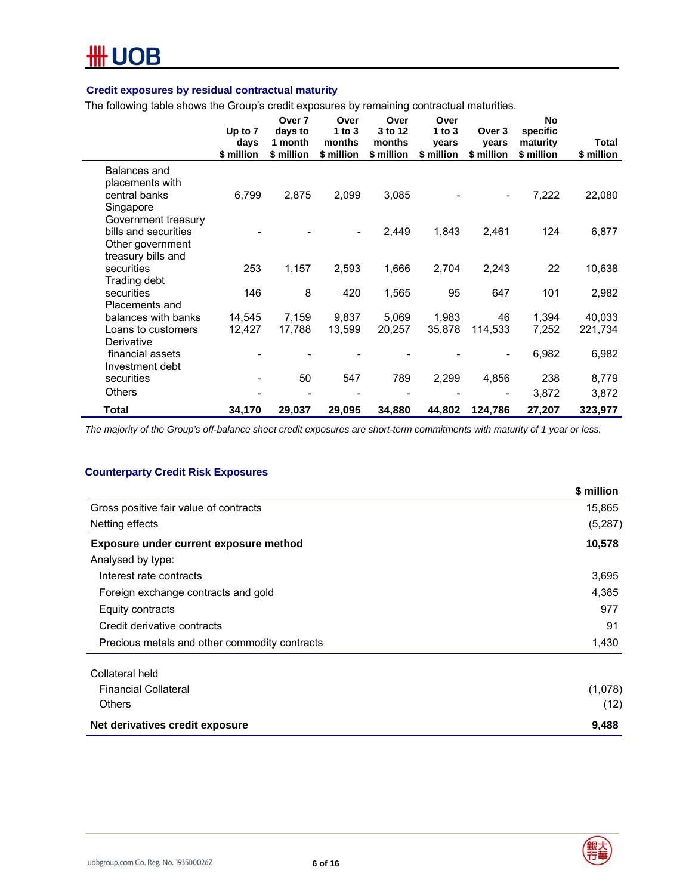### Credit exposures by residual contractual maturity

The following table shows the Group's credit exposures by remaining contractual maturities.

| | Up to 7 days $ million | Over 7 days to 1 month $ million | Over 1 to 3 months $ million | Over 3 to 12 months $ million | Over 1 to 3 years $ million | Over 3 years $ million | No specific maturity $ million | Total $ million |
|---|---|---|---|---|---|---|---|---|
| Balances and placements with central banks | 6,799 | 2,875 | 2,099 | 3,085 | - | - | 7,222 | 22,080 |
| Singapore Government treasury bills and securities | - | - | - | 2,449 | 1,843 | 2,461 | 124 | 6,877 |
| Other government treasury bills and securities | 253 | 1,157 | 2,593 | 1,666 | 2,704 | 2,243 | 22 | 10,638 |
| Trading debt securities | 146 | 8 | 420 | 1,565 | 95 | 647 | 101 | 2,982 |
| Placements and balances with banks | 14,545 | 7,159 | 9,837 | 5,069 | 1,983 | 46 | 1,394 | 40,033 |
| Loans to customers | 12,427 | 17,788 | 13,599 | 20,257 | 35,878 | 114,533 | 7,252 | 221,734 |
| Derivative financial assets | - | - | - | - | - | - | 6,982 | 6,982 |
| Investment debt securities | - | 50 | 547 | 789 | 2,299 | 4,856 | 238 | 8,779 |
| Others | - | - | - | - | - | - | 3,872 | 3,872 |
| **Total** | **34,170** | **29,037** | **29,095** | **34,880** | **44,802** | **124,786** | **27,207** | **323,977** |

*The majority of the Group's off-balance sheet credit exposures are short-term commitments with maturity of 1 year or less.*

### Counterparty Credit Risk Exposures

| | $ million |
|---|---|
| Gross positive fair value of contracts | 15,865 |
| Netting effects | (5,287) |
| **Exposure under current exposure method** | **10,578** |
| Analysed by type: | |
| Interest rate contracts | 3,695 |
| Foreign exchange contracts and gold | 4,385 |
| Equity contracts | 977 |
| Credit derivative contracts | 91 |
| Precious metals and other commodity contracts | 1,430 |
| | |
| Collateral held | |
| Financial Collateral | (1,078) |
| Others | (12) |
| **Net derivatives credit exposure** | **9,488** |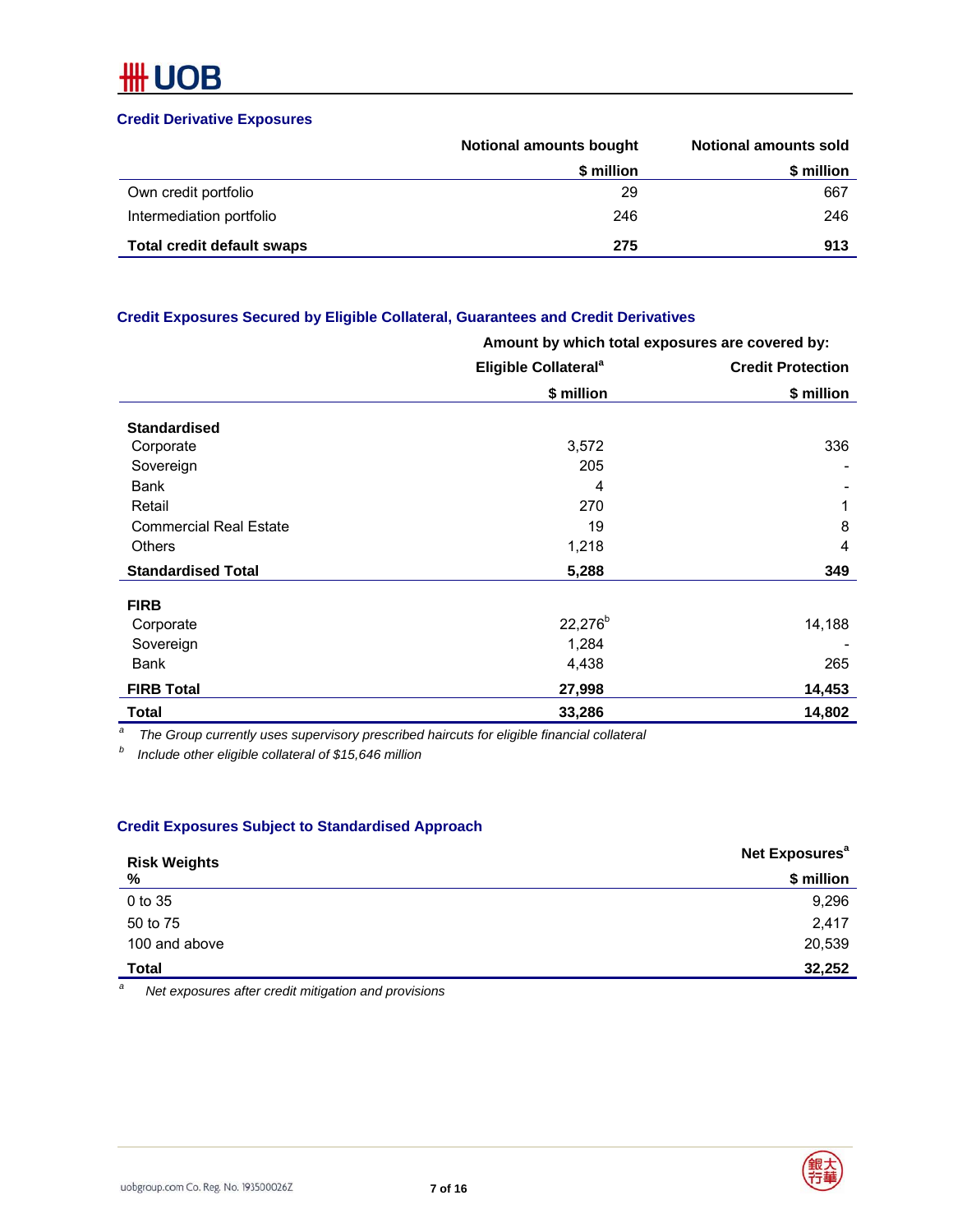### Credit Derivative Exposures

| | Notional amounts bought | Notional amounts sold |
|---|---|---|
| | $ million | $ million |
| Own credit portfolio | 29 | 667 |
| Intermediation portfolio | 246 | 246 |
| **Total credit default swaps** | **275** | **913** |

### Credit Exposures Secured by Eligible Collateral, Guarantees and Credit Derivatives

| | Amount by which total exposures are covered by: | |
|---|---|---|
| | Eligible Collateral[a] | Credit Protection |
| | $ million | $ million |
| **Standardised** | | |
| Corporate | 3,572 | 336 |
| Sovereign | 205 | - |
| Bank | 4 | - |
| Retail | 270 | 1 |
| Commercial Real Estate | 19 | 8 |
| Others | 1,218 | 4 |
| **Standardised Total** | **5,288** | **349** |
| **FIRB** | | |
| Corporate | 22,276[b] | 14,188 |
| Sovereign | 1,284 | - |
| Bank | 4,438 | 265 |
| **FIRB Total** | **27,998** | **14,453** |
| **Total** | **33,286** | **14,802** |

[a] *The Group currently uses supervisory prescribed haircuts for eligible financial collateral*

[b] *Include other eligible collateral of $15,646 million*

### Credit Exposures Subject to Standardised Approach

| Risk Weights | Net Exposures[a] |
|---|---|
| % | $ million |
| 0 to 35 | 9,296 |
| 50 to 75 | 2,417 |
| 100 and above | 20,539 |
| **Total** | **32,252** |

[a] *Net exposures after credit mitigation and provisions*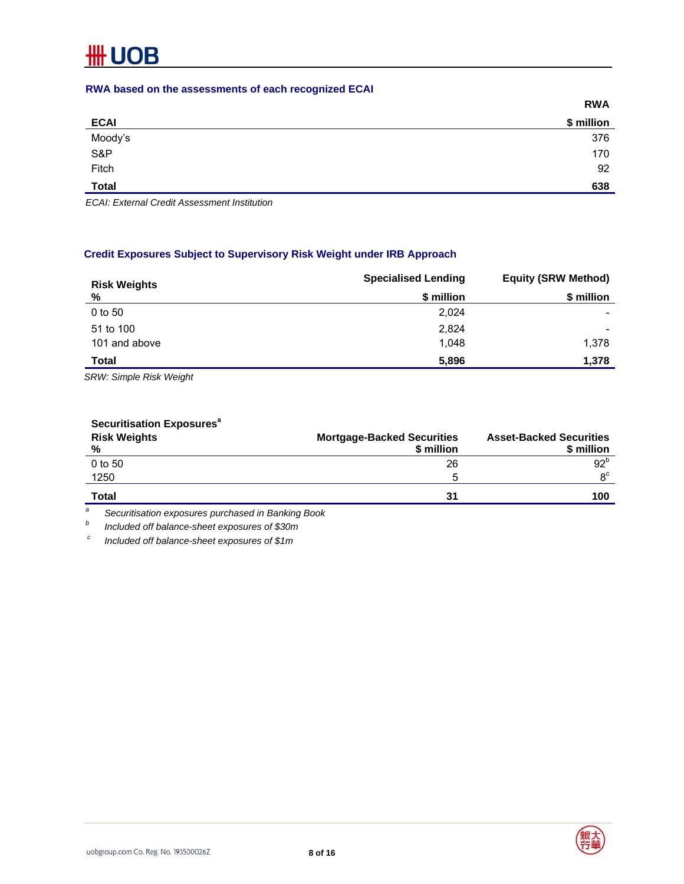### RWA based on the assessments of each recognized ECAI

| ECAI | RWA<br>$ million |
|---|---|
| Moody's | 376 |
| S&P | 170 |
| Fitch | 92 |
| **Total** | **638** |

*ECAI: External Credit Assessment Institution*

### Credit Exposures Subject to Supervisory Risk Weight under IRB Approach

| Risk Weights<br>% | Specialised Lending<br>$ million | Equity (SRW Method)<br>$ million |
|---|---|---|
| 0 to 50 | 2,024 | - |
| 51 to 100 | 2,824 | - |
| 101 and above | 1,048 | 1,378 |
| **Total** | **5,896** | **1,378** |

*SRW: Simple Risk Weight*

| Securitisation Exposures[a]<br>Risk Weights<br>% | Mortgage-Backed Securities<br>$ million | Asset-Backed Securities<br>$ million |
|---|---|---|
| 0 to 50 | 26 | 92[b] |
| 1250 | 5 | 8[c] |
| **Total** | **31** | **100** |

[a] *Securitisation exposures purchased in Banking Book*

[b] *Included off balance-sheet exposures of $30m*

[c] *Included off balance-sheet exposures of $1m*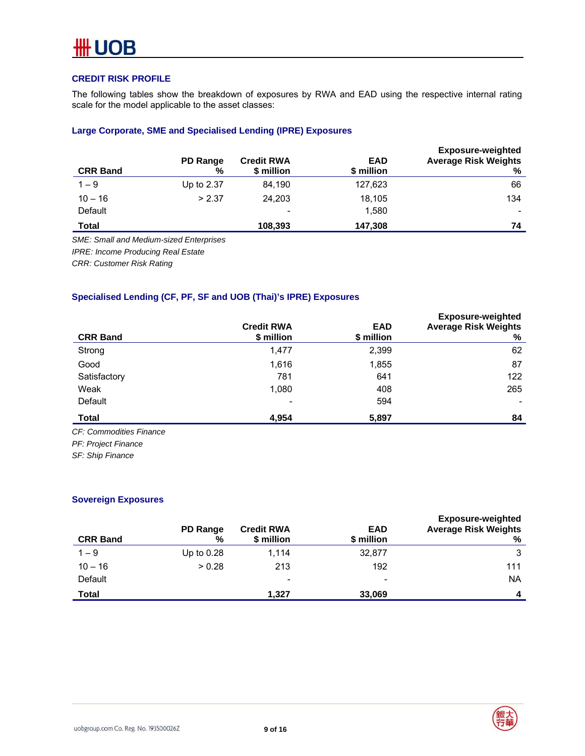## CREDIT RISK PROFILE

The following tables show the breakdown of exposures by RWA and EAD using the respective internal rating scale for the model applicable to the asset classes:

### Large Corporate, SME and Specialised Lending (IPRE) Exposures

| CRR Band | PD Range % | Credit RWA $ million | EAD $ million | Exposure-weighted Average Risk Weights % |
|---|---|---|---|---|
| 1 – 9 | Up to 2.37 | 84,190 | 127,623 | 66 |
| 10 – 16 | > 2.37 | 24,203 | 18,105 | 134 |
| Default | | - | 1,580 | - |
| **Total** | | **108,393** | **147,308** | **74** |

*SME: Small and Medium-sized Enterprises*

*IPRE: Income Producing Real Estate*

*CRR: Customer Risk Rating*

### Specialised Lending (CF, PF, SF and UOB (Thai)'s IPRE) Exposures

| CRR Band | Credit RWA $ million | EAD $ million | Exposure-weighted Average Risk Weights % |
|---|---|---|---|
| Strong | 1,477 | 2,399 | 62 |
| Good | 1,616 | 1,855 | 87 |
| Satisfactory | 781 | 641 | 122 |
| Weak | 1,080 | 408 | 265 |
| Default | - | 594 | - |
| **Total** | **4,954** | **5,897** | **84** |

*CF: Commodities Finance*

*PF: Project Finance*

*SF: Ship Finance*

### Sovereign Exposures

| CRR Band | PD Range % | Credit RWA $ million | EAD $ million | Exposure-weighted Average Risk Weights % |
|---|---|---|---|---|
| 1 – 9 | Up to 0.28 | 1,114 | 32,877 | 3 |
| 10 – 16 | > 0.28 | 213 | 192 | 111 |
| Default | | - | - | NA |
| **Total** | | **1,327** | **33,069** | **4** |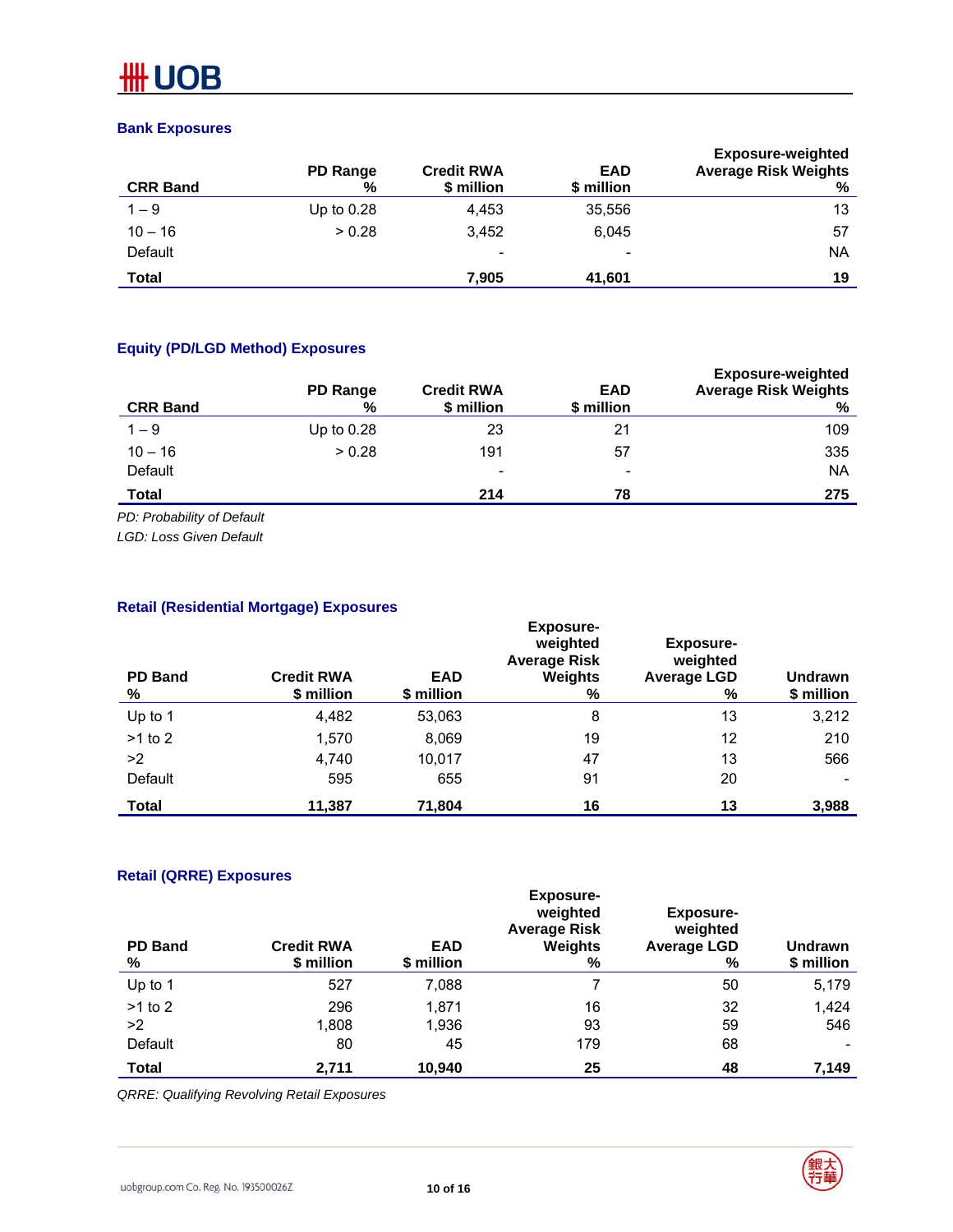### Bank Exposures

| CRR Band | PD Range % | Credit RWA $ million | EAD $ million | Exposure-weighted Average Risk Weights % |
|---|---|---|---|---|
| 1 – 9 | Up to 0.28 | 4,453 | 35,556 | 13 |
| 10 – 16 | > 0.28 | 3,452 | 6,045 | 57 |
| Default | | - | - | NA |
| **Total** | | **7,905** | **41,601** | **19** |

### Equity (PD/LGD Method) Exposures

| CRR Band | PD Range % | Credit RWA $ million | EAD $ million | Exposure-weighted Average Risk Weights % |
|---|---|---|---|---|
| 1 – 9 | Up to 0.28 | 23 | 21 | 109 |
| 10 – 16 | > 0.28 | 191 | 57 | 335 |
| Default | | - | - | NA |
| **Total** | | **214** | **78** | **275** |

*PD: Probability of Default*

*LGD: Loss Given Default*

### Retail (Residential Mortgage) Exposures

| PD Band % | Credit RWA $ million | EAD $ million | Exposure-weighted Average Risk Weights % | Exposure-weighted Average LGD % | Undrawn $ million |
|---|---|---|---|---|---|
| Up to 1 | 4,482 | 53,063 | 8 | 13 | 3,212 |
| >1 to 2 | 1,570 | 8,069 | 19 | 12 | 210 |
| >2 | 4,740 | 10,017 | 47 | 13 | 566 |
| Default | 595 | 655 | 91 | 20 | - |
| **Total** | **11,387** | **71,804** | **16** | **13** | **3,988** |

### Retail (QRRE) Exposures

| PD Band % | Credit RWA $ million | EAD $ million | Exposure-weighted Average Risk Weights % | Exposure-weighted Average LGD % | Undrawn $ million |
|---|---|---|---|---|---|
| Up to 1 | 527 | 7,088 | 7 | 50 | 5,179 |
| >1 to 2 | 296 | 1,871 | 16 | 32 | 1,424 |
| >2 | 1,808 | 1,936 | 93 | 59 | 546 |
| Default | 80 | 45 | 179 | 68 | - |
| **Total** | **2,711** | **10,940** | **25** | **48** | **7,149** |

*QRRE: Qualifying Revolving Retail Exposures*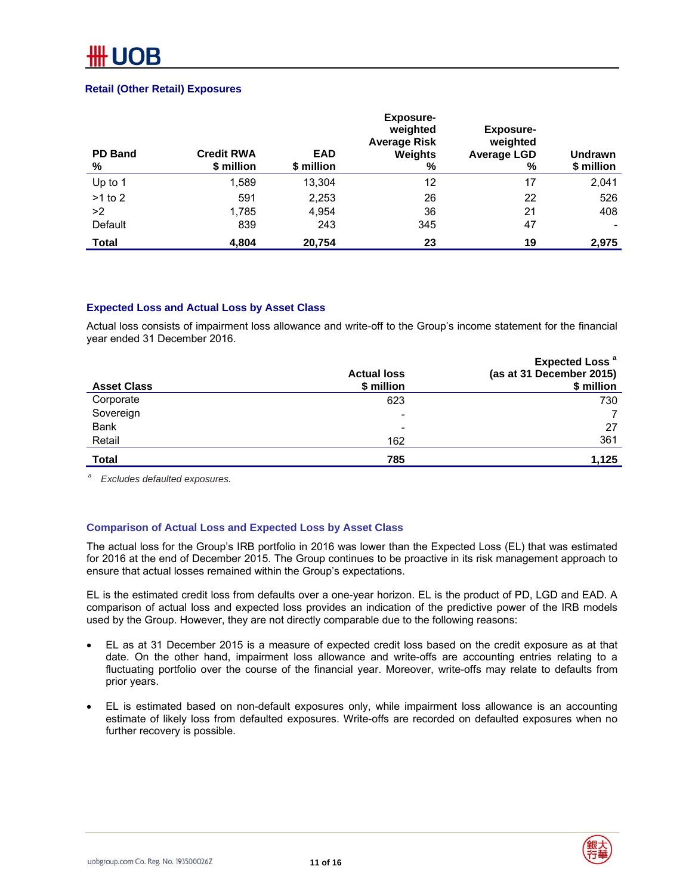### Retail (Other Retail) Exposures

| PD Band % | Credit RWA $ million | EAD $ million | Exposure-weighted Average Risk Weights % | Exposure-weighted Average LGD % | Undrawn $ million |
|---|---|---|---|---|---|
| Up to 1 | 1,589 | 13,304 | 12 | 17 | 2,041 |
| >1 to 2 | 591 | 2,253 | 26 | 22 | 526 |
| >2 | 1,785 | 4,954 | 36 | 21 | 408 |
| Default | 839 | 243 | 345 | 47 | - |
| **Total** | **4,804** | **20,754** | **23** | **19** | **2,975** |

### Expected Loss and Actual Loss by Asset Class

Actual loss consists of impairment loss allowance and write-off to the Group's income statement for the financial year ended 31 December 2016.

| Asset Class | Actual loss $ million | Expected Loss [a] (as at 31 December 2015) $ million |
|---|---|---|
| Corporate | 623 | 730 |
| Sovereign | - | 7 |
| Bank | - | 27 |
| Retail | 162 | 361 |
| **Total** | **785** | **1,125** |

[a] *Excludes defaulted exposures.*

### Comparison of Actual Loss and Expected Loss by Asset Class

The actual loss for the Group's IRB portfolio in 2016 was lower than the Expected Loss (EL) that was estimated for 2016 at the end of December 2015. The Group continues to be proactive in its risk management approach to ensure that actual losses remained within the Group's expectations.

EL is the estimated credit loss from defaults over a one-year horizon. EL is the product of PD, LGD and EAD. A comparison of actual loss and expected loss provides an indication of the predictive power of the IRB models used by the Group. However, they are not directly comparable due to the following reasons:

- EL as at 31 December 2015 is a measure of expected credit loss based on the credit exposure as at that date. On the other hand, impairment loss allowance and write-offs are accounting entries relating to a fluctuating portfolio over the course of the financial year. Moreover, write-offs may relate to defaults from prior years.
- EL is estimated based on non-default exposures only, while impairment loss allowance is an accounting estimate of likely loss from defaulted exposures. Write-offs are recorded on defaulted exposures when no further recovery is possible.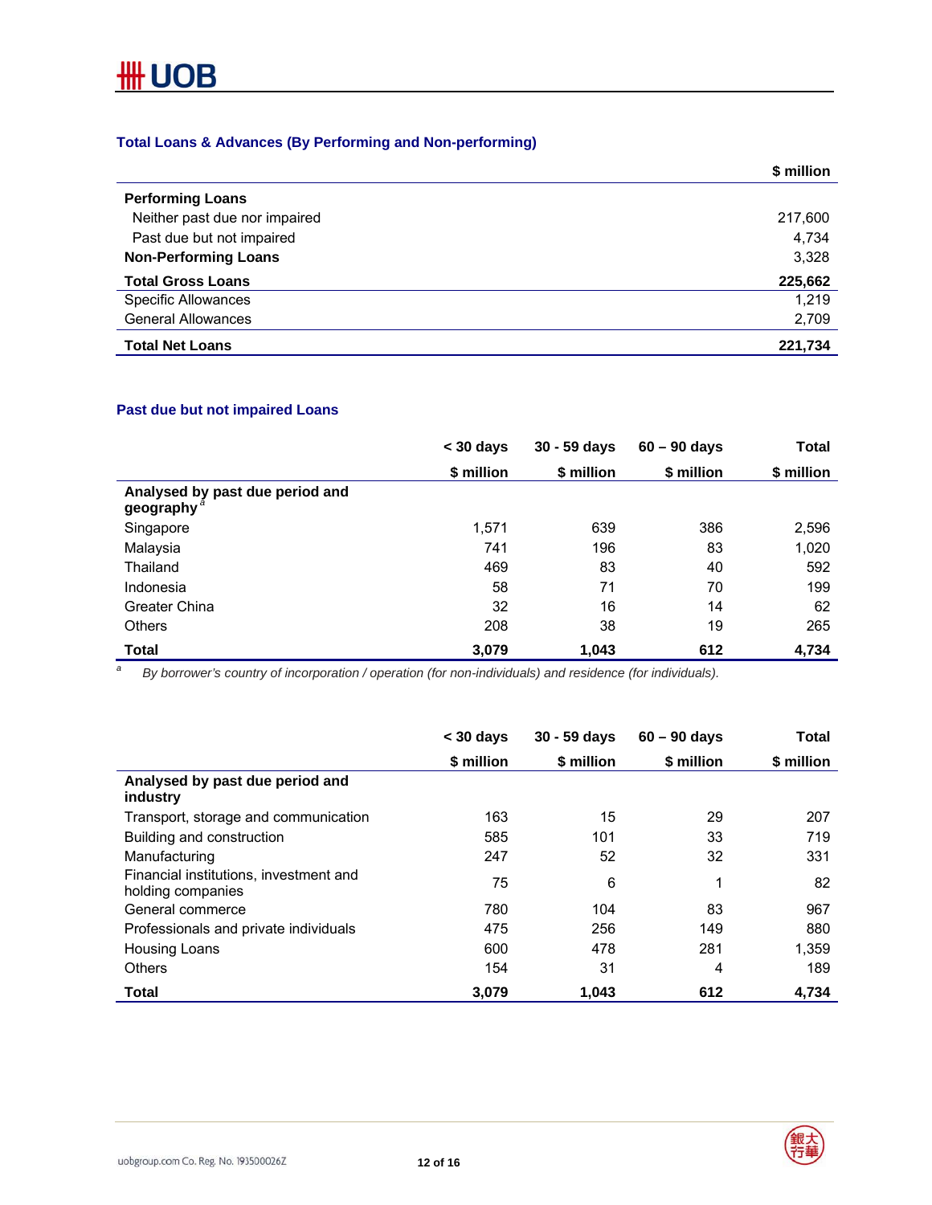### Total Loans & Advances (By Performing and Non-performing)

| | $ million |
|---|---|
| **Performing Loans** | |
| Neither past due nor impaired | 217,600 |
| Past due but not impaired | 4,734 |
| **Non-Performing Loans** | 3,328 |
| **Total Gross Loans** | **225,662** |
| Specific Allowances | 1,219 |
| General Allowances | 2,709 |
| **Total Net Loans** | **221,734** |

### Past due but not impaired Loans

| | < 30 days | 30 - 59 days | 60 – 90 days | Total |
|---|---|---|---|---|
| | $ million | $ million | $ million | $ million |
| **Analysed by past due period and geography**[a] | | | | |
| Singapore | 1,571 | 639 | 386 | 2,596 |
| Malaysia | 741 | 196 | 83 | 1,020 |
| Thailand | 469 | 83 | 40 | 592 |
| Indonesia | 58 | 71 | 70 | 199 |
| Greater China | 32 | 16 | 14 | 62 |
| Others | 208 | 38 | 19 | 265 |
| **Total** | **3,079** | **1,043** | **612** | **4,734** |

[a] *By borrower's country of incorporation / operation (for non-individuals) and residence (for individuals).*

| | < 30 days | 30 - 59 days | 60 – 90 days | Total |
|---|---|---|---|---|
| | $ million | $ million | $ million | $ million |
| **Analysed by past due period and industry** | | | | |
| Transport, storage and communication | 163 | 15 | 29 | 207 |
| Building and construction | 585 | 101 | 33 | 719 |
| Manufacturing | 247 | 52 | 32 | 331 |
| Financial institutions, investment and holding companies | 75 | 6 | 1 | 82 |
| General commerce | 780 | 104 | 83 | 967 |
| Professionals and private individuals | 475 | 256 | 149 | 880 |
| Housing Loans | 600 | 478 | 281 | 1,359 |
| Others | 154 | 31 | 4 | 189 |
| **Total** | **3,079** | **1,043** | **612** | **4,734** |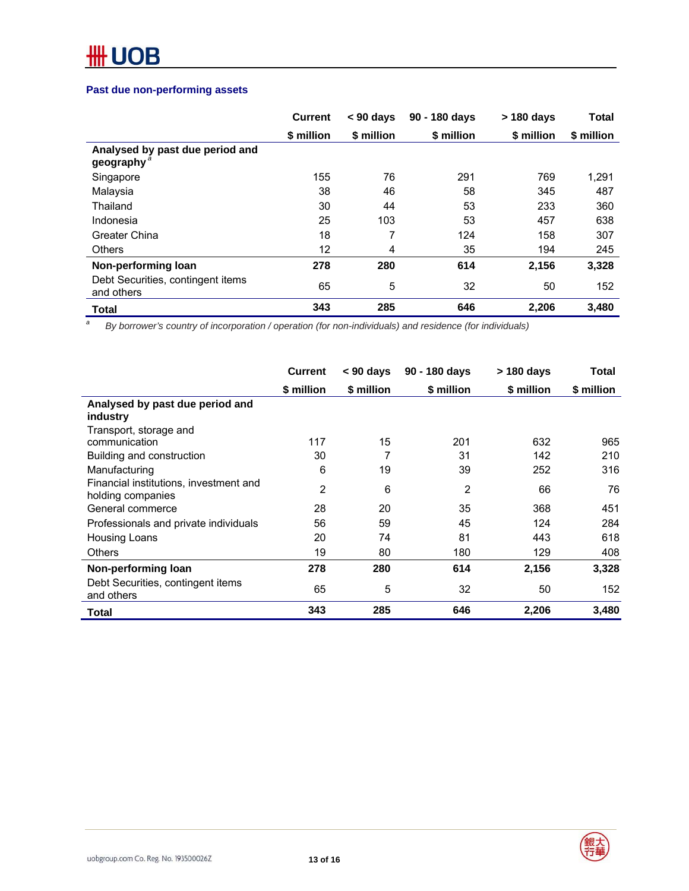### Past due non-performing assets

| | Current | < 90 days | 90 - 180 days | > 180 days | Total |
|---|---|---|---|---|---|
| | $ million | $ million | $ million | $ million | $ million |
| **Analysed by past due period and geography** [a] | | | | | |
| Singapore | 155 | 76 | 291 | 769 | 1,291 |
| Malaysia | 38 | 46 | 58 | 345 | 487 |
| Thailand | 30 | 44 | 53 | 233 | 360 |
| Indonesia | 25 | 103 | 53 | 457 | 638 |
| Greater China | 18 | 7 | 124 | 158 | 307 |
| Others | 12 | 4 | 35 | 194 | 245 |
| **Non-performing loan** | **278** | **280** | **614** | **2,156** | **3,328** |
| Debt Securities, contingent items and others | 65 | 5 | 32 | 50 | 152 |
| **Total** | **343** | **285** | **646** | **2,206** | **3,480** |

[a] *By borrower's country of incorporation / operation (for non-individuals) and residence (for individuals)*

| | Current | < 90 days | 90 - 180 days | > 180 days | Total |
|---|---|---|---|---|---|
| | $ million | $ million | $ million | $ million | $ million |
| **Analysed by past due period and industry** | | | | | |
| Transport, storage and communication | 117 | 15 | 201 | 632 | 965 |
| Building and construction | 30 | 7 | 31 | 142 | 210 |
| Manufacturing | 6 | 19 | 39 | 252 | 316 |
| Financial institutions, investment and holding companies | 2 | 6 | 2 | 66 | 76 |
| General commerce | 28 | 20 | 35 | 368 | 451 |
| Professionals and private individuals | 56 | 59 | 45 | 124 | 284 |
| Housing Loans | 20 | 74 | 81 | 443 | 618 |
| Others | 19 | 80 | 180 | 129 | 408 |
| **Non-performing loan** | **278** | **280** | **614** | **2,156** | **3,328** |
| Debt Securities, contingent items and others | 65 | 5 | 32 | 50 | 152 |
| **Total** | **343** | **285** | **646** | **2,206** | **3,480** |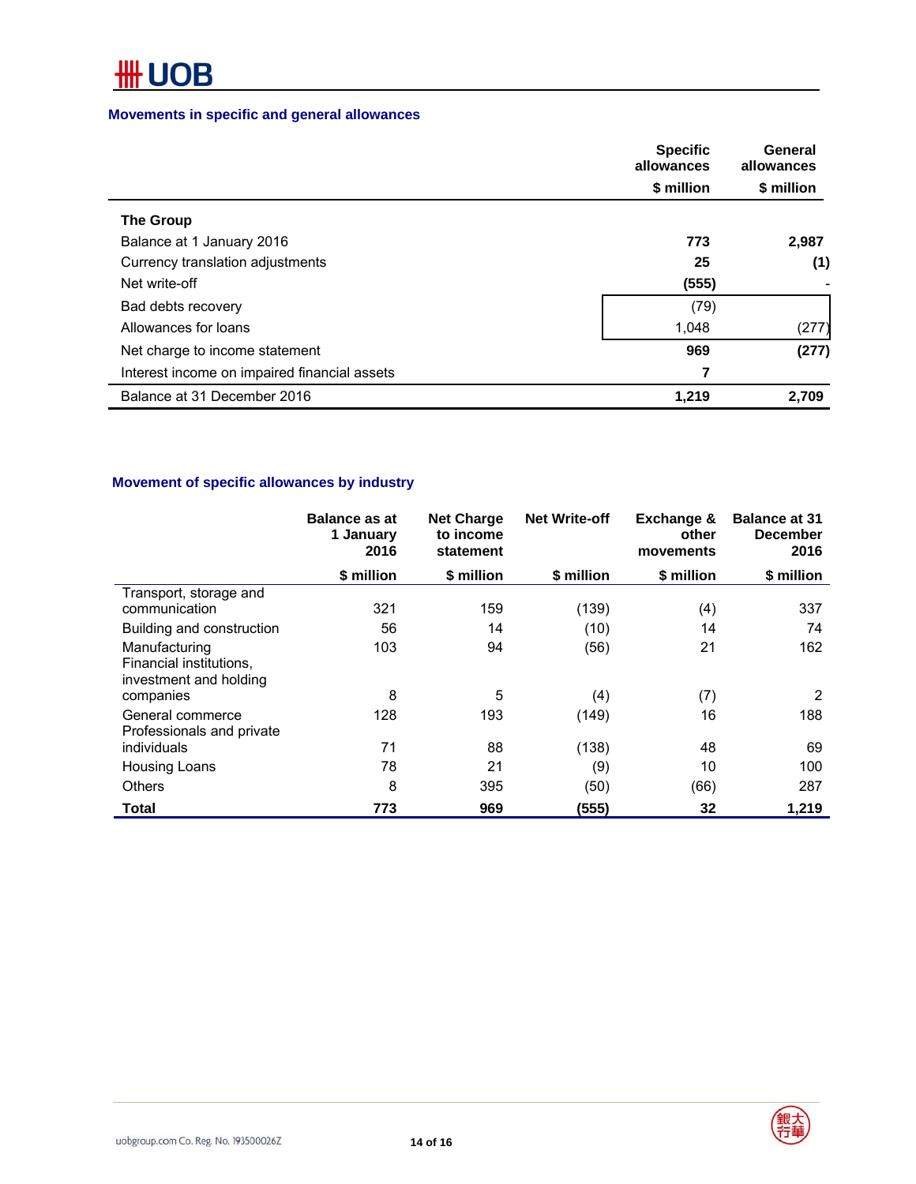## Movements in specific and general allowances

| | Specific allowances | General allowances |
|---|---|---|
| | $ million | $ million |
| **The Group** | | |
| Balance at 1 January 2016 | **773** | **2,987** |
| Currency translation adjustments | **25** | **(1)** |
| Net write-off | **(555)** | - |
| Bad debts recovery | (79) | |
| Allowances for loans | 1,048 | (277) |
| Net charge to income statement | **969** | **(277)** |
| Interest income on impaired financial assets | **7** | |
| Balance at 31 December 2016 | **1,219** | **2,709** |

## Movement of specific allowances by industry

| | Balance as at 1 January 2016 | Net Charge to income statement | Net Write-off | Exchange & other movements | Balance at 31 December 2016 |
|---|---|---|---|---|---|
| | $ million | $ million | $ million | $ million | $ million |
| Transport, storage and communication | 321 | 159 | (139) | (4) | 337 |
| Building and construction | 56 | 14 | (10) | 14 | 74 |
| Manufacturing | 103 | 94 | (56) | 21 | 162 |
| Financial institutions, investment and holding companies | 8 | 5 | (4) | (7) | 2 |
| General commerce | 128 | 193 | (149) | 16 | 188 |
| Professionals and private individuals | 71 | 88 | (138) | 48 | 69 |
| Housing Loans | 78 | 21 | (9) | 10 | 100 |
| Others | 8 | 395 | (50) | (66) | 287 |
| **Total** | **773** | **969** | **(555)** | **32** | **1,219** |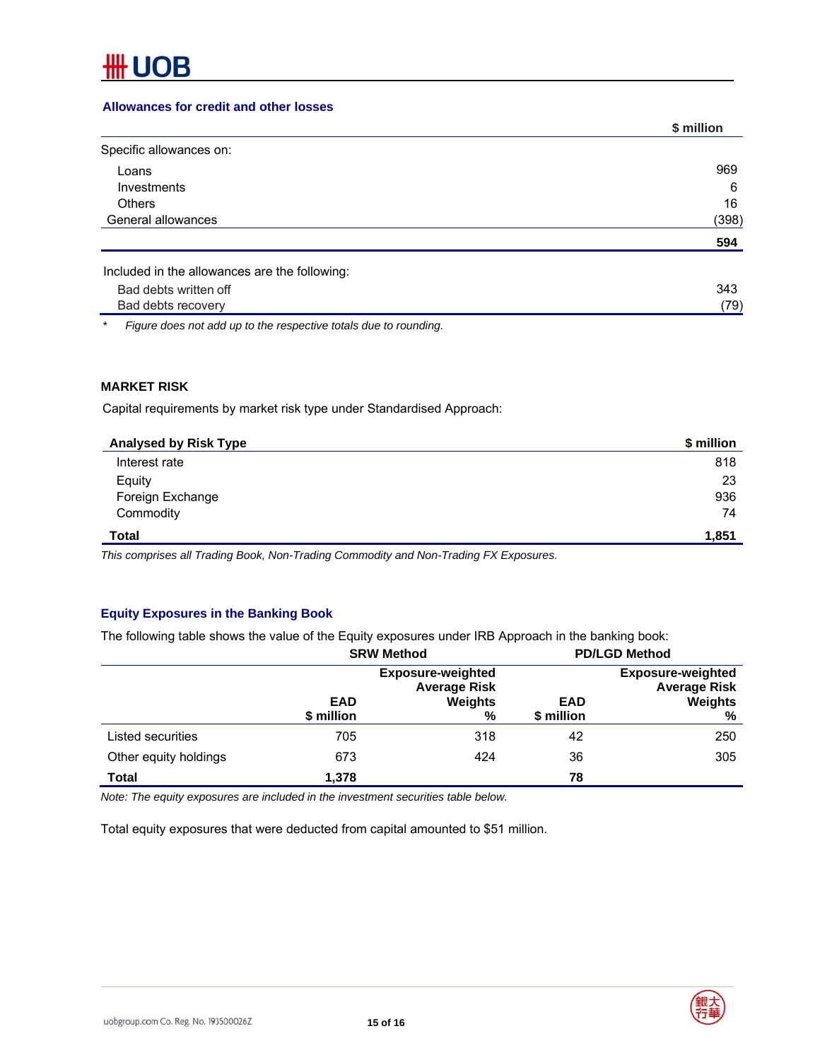### Allowances for credit and other losses

| | $ million |
|---|---|
| Specific allowances on: | |
| Loans | 969 |
| Investments | 6 |
| Others | 16 |
| General allowances | (398) |
| | **594** |
| Included in the allowances are the following: | |
| Bad debts written off | 343 |
| Bad debts recovery | (79) |

\* *Figure does not add up to the respective totals due to rounding.*

## MARKET RISK

Capital requirements by market risk type under Standardised Approach:

| Analysed by Risk Type | $ million |
|---|---|
| Interest rate | 818 |
| Equity | 23 |
| Foreign Exchange | 936 |
| Commodity | 74 |
| **Total** | **1,851** |

*This comprises all Trading Book, Non-Trading Commodity and Non-Trading FX Exposures.*

### Equity Exposures in the Banking Book

The following table shows the value of the Equity exposures under IRB Approach in the banking book:

| | SRW Method | | PD/LGD Method | |
|---|---|---|---|---|
| | EAD $ million | Exposure-weighted Average Risk Weights % | EAD $ million | Exposure-weighted Average Risk Weights % |
| Listed securities | 705 | 318 | 42 | 250 |
| Other equity holdings | 673 | 424 | 36 | 305 |
| **Total** | **1,378** | | **78** | |

*Note: The equity exposures are included in the investment securities table below.*

Total equity exposures that were deducted from capital amounted to $51 million.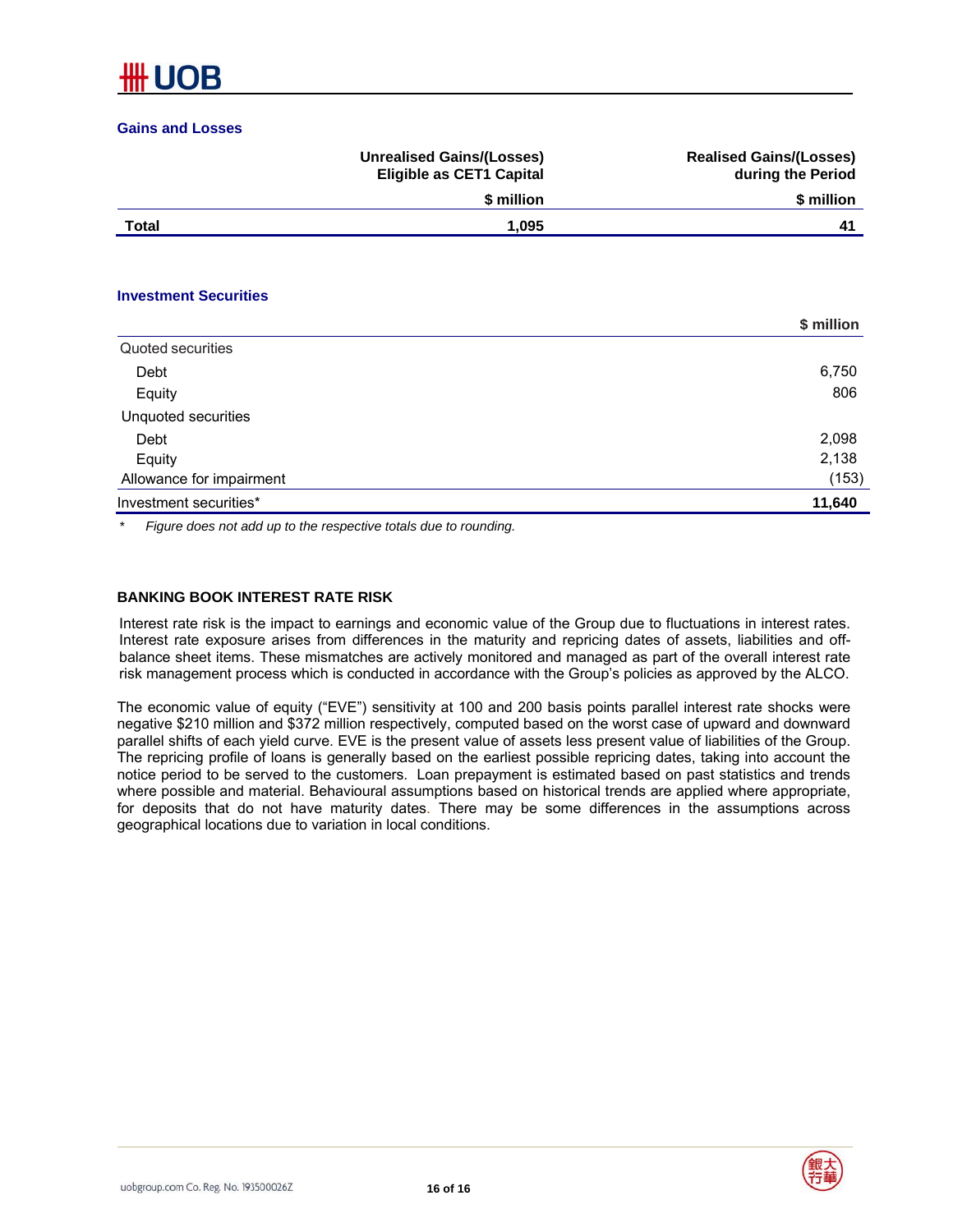### Gains and Losses

| | Unrealised Gains/(Losses) Eligible as CET1 Capital | Realised Gains/(Losses) during the Period |
|---|---|---|
| | $ million | $ million |
| **Total** | **1,095** | **41** |

### Investment Securities

| | $ million |
|---|---|
| Quoted securities | |
| Debt | 6,750 |
| Equity | 806 |
| Unquoted securities | |
| Debt | 2,098 |
| Equity | 2,138 |
| Allowance for impairment | (153) |
| Investment securities* | **11,640** |

\* *Figure does not add up to the respective totals due to rounding.*

### BANKING BOOK INTEREST RATE RISK

Interest rate risk is the impact to earnings and economic value of the Group due to fluctuations in interest rates. Interest rate exposure arises from differences in the maturity and repricing dates of assets, liabilities and off-balance sheet items. These mismatches are actively monitored and managed as part of the overall interest rate risk management process which is conducted in accordance with the Group's policies as approved by the ALCO.

The economic value of equity ("EVE") sensitivity at 100 and 200 basis points parallel interest rate shocks were negative $210 million and $372 million respectively, computed based on the worst case of upward and downward parallel shifts of each yield curve. EVE is the present value of assets less present value of liabilities of the Group. The repricing profile of loans is generally based on the earliest possible repricing dates, taking into account the notice period to be served to the customers. Loan prepayment is estimated based on past statistics and trends where possible and material. Behavioural assumptions based on historical trends are applied where appropriate, for deposits that do not have maturity dates. There may be some differences in the assumptions across geographical locations due to variation in local conditions.